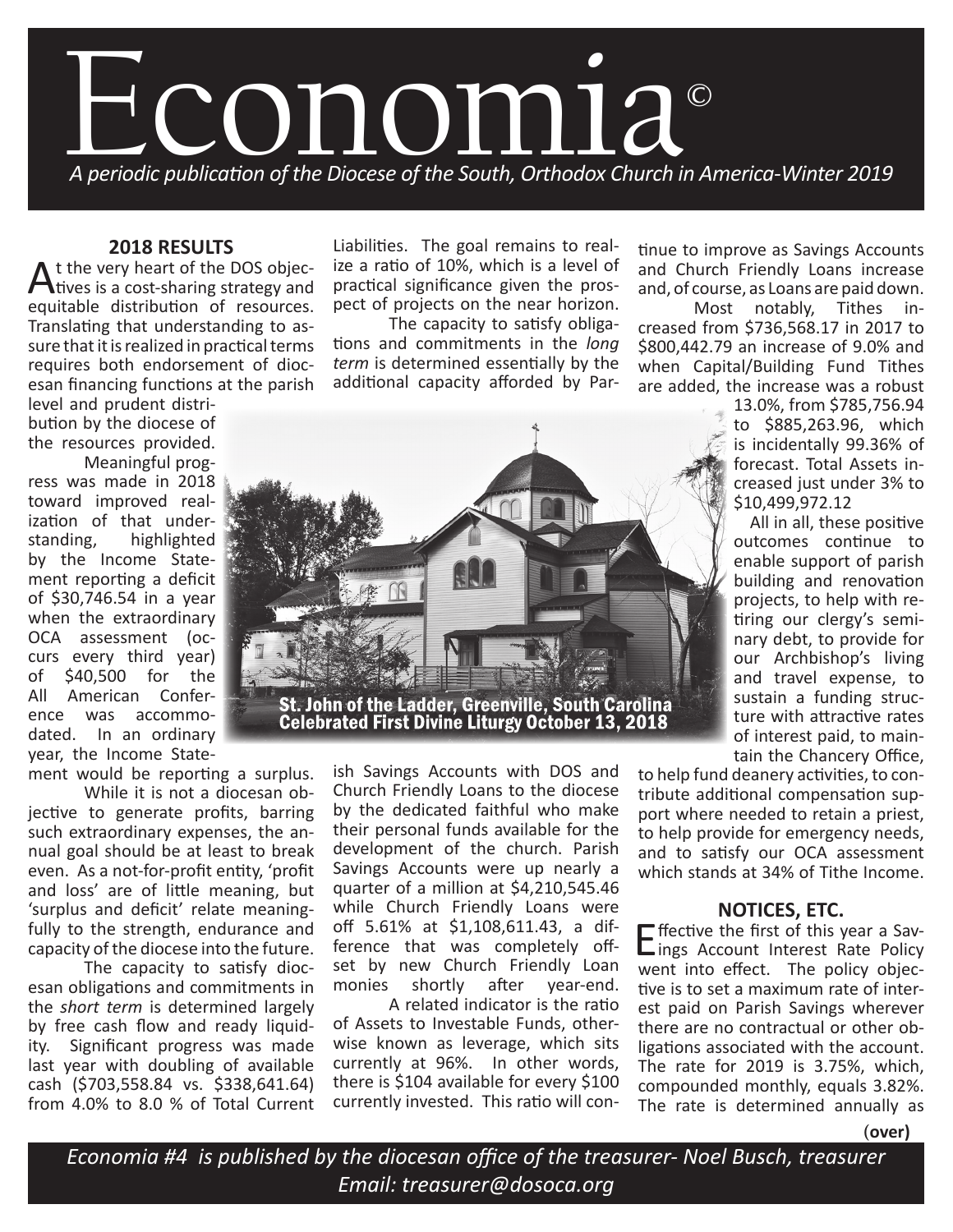# Economia©

*A periodic publication of the Diocese of the South, Orthodox Church in America-Winter 2019*

## 2018 RESULTS

At the very heart of the DOS objectives is a cost-sharing strategy and equitable distribution of resources. Translating that understanding to assure that it is realized in practical terms requires both endorsement of diocesan financing functions at the parish level and prudent distribution by the diocese of the resources provided.

Meaningful progress was made in 2018 toward improved realization of that understanding, highlighted by the Income Statement reporting a deficit of $30,746.54 in a year when the extraordinary OCA assessment (occurs every third year) of $40,500 for the All American Conference was accommodated. In an ordinary year, the Income Statement would be reporting a surplus.

While it is not a diocesan objective to generate profits, barring such extraordinary expenses, the annual goal should be at least to break even. As a not-for-profit entity, 'profit and loss' are of little meaning, but 'surplus and deficit' relate meaningfully to the strength, endurance and capacity of the diocese into the future.

The capacity to satisfy diocesan obligations and commitments in the *short term* is determined largely by free cash flow and ready liquidity. Significant progress was made last year with doubling of available cash ($703,558.84 vs. $338,641.64) from 4.0% to 8.0 % of Total Current Liabilities. The goal remains to realize a ratio of 10%, which is a level of practical significance given the prospect of projects on the near horizon.

The capacity to satisfy obligations and commitments in the *long term* is determined essentially by the additional capacity afforded by Parish Savings Accounts with DOS and Church Friendly Loans to the diocese by the dedicated faithful who make their personal funds available for the development of the church. Parish Savings Accounts were up nearly a quarter of a million at $4,210,545.46 while Church Friendly Loans were off 5.61% at $1,108,611.43, a difference that was completely offset by new Church Friendly Loan monies shortly after year-end.

A related indicator is the ratio of Assets to Investable Funds, otherwise known as leverage, which sits currently at 96%. In other words, there is $104 available for every $100 currently invested. This ratio will continue to improve as Savings Accounts and Church Friendly Loans increase and, of course, as Loans are paid down.

Most notably, Tithes increased from $736,568.17 in 2017 to $800,442.79 an increase of 9.0% and when Capital/Building Fund Tithes are added, the increase was a robust 13.0%, from $785,756.94 to $885,263.96, which is incidentally 99.36% of forecast. Total Assets increased just under 3% to $10,499,972.12

All in all, these positive outcomes continue to enable support of parish building and renovation projects, to help with retiring our clergy's seminary debt, to provide for our Archbishop's living and travel expense, to sustain a funding structure with attractive rates of interest paid, to maintain the Chancery Office, to help fund deanery activities, to contribute additional compensation support where needed to retain a priest, to help provide for emergency needs, and to satisfy our OCA assessment which stands at 34% of Tithe Income.

St. John of the Ladder, Greenville, South Carolina
Celebrated First Divine Liturgy October 13, 2018

## NOTICES, ETC.

Effective the first of this year a Savings Account Interest Rate Policy went into effect. The policy objective is to set a maximum rate of interest paid on Parish Savings wherever there are no contractual or other obligations associated with the account. The rate for 2019 is 3.75%, which, compounded monthly, equals 3.82%. The rate is determined annually as

(**over**)

*Economia #4 is published by the diocesan office of the treasurer- Noel Busch, treasurer*
*Email: treasurer@dosoca.org*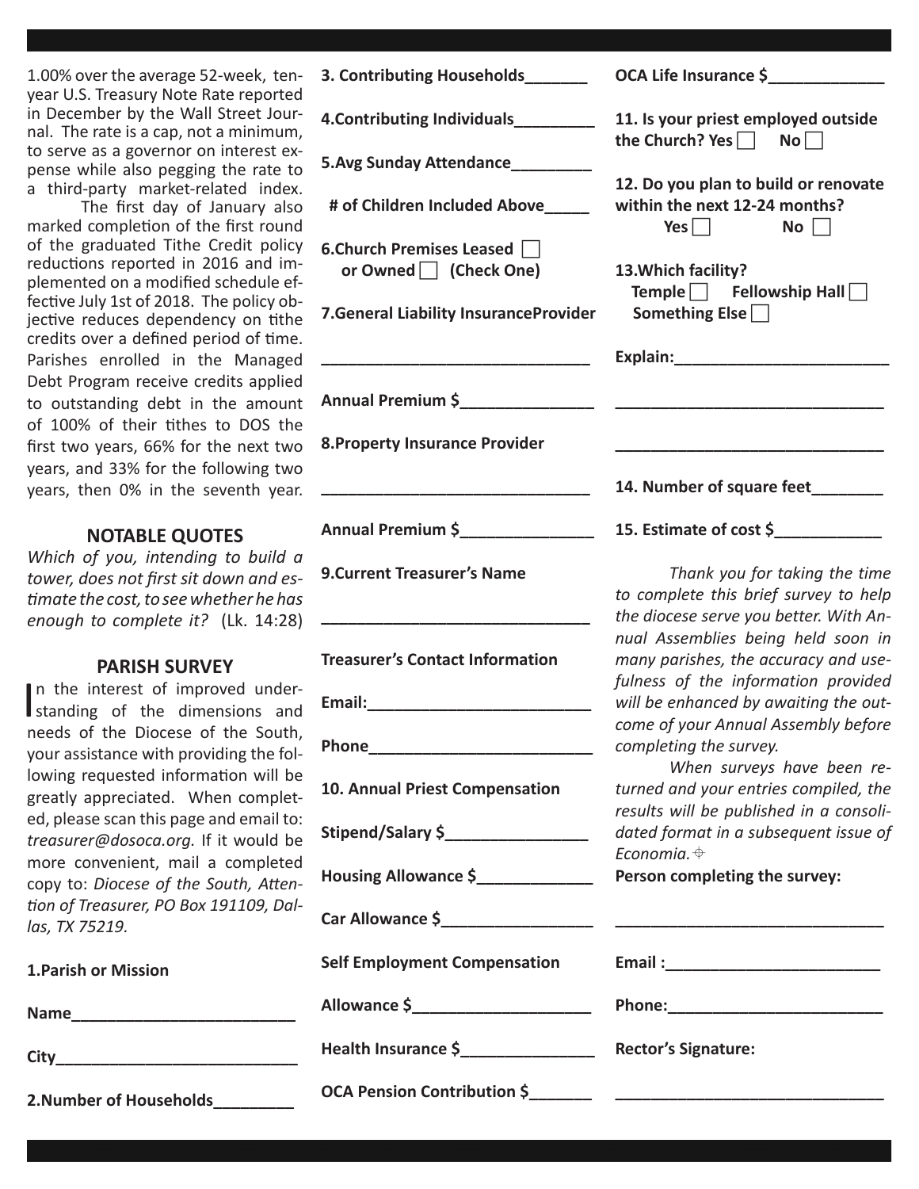1.00% over the average 52-week, ten-year U.S. Treasury Note Rate reported in December by the Wall Street Journal. The rate is a cap, not a minimum, to serve as a governor on interest expense while also pegging the rate to a third-party market-related index.

The first day of January also marked completion of the first round of the graduated Tithe Credit policy reductions reported in 2016 and implemented on a modified schedule effective July 1st of 2018. The policy objective reduces dependency on tithe credits over a defined period of time. Parishes enrolled in the Managed Debt Program receive credits applied to outstanding debt in the amount of 100% of their tithes to DOS the first two years, 66% for the next two years, and 33% for the following two years, then 0% in the seventh year.

## NOTABLE QUOTES

*Which of you, intending to build a tower, does not first sit down and estimate the cost, to see whether he has enough to complete it?* (Lk. 14:28)

## PARISH SURVEY

In the interest of improved understanding of the dimensions and needs of the Diocese of the South, your assistance with providing the following requested information will be greatly appreciated. When completed, please scan this page and email to: *treasurer@dosoca.org.* If it would be more convenient, mail a completed copy to: *Diocese of the South, Attention of Treasurer, PO Box 191109, Dallas, TX 75219.*

**1.Parish or Mission**

**Name**_________________________

**City**___________________________

**2.Number of Households**_________

**3. Contributing Households**_______

**4.Contributing Individuals**_________

**5.Avg Sunday Attendance**_________

**# of Children Included Above**_____

**6.Church Premises Leased** ☐ **or Owned** ☐ **(Check One)**

**7.General Liability InsuranceProvider**

_______________________________

**Annual Premium $**_______________

**8.Property Insurance Provider**

_______________________________

**Annual Premium $**_______________

**9.Current Treasurer's Name**

_______________________________

**Treasurer's Contact Information**

**Email:**__________________________

**Phone**__________________________

**10. Annual Priest Compensation**

**Stipend/Salary $**________________

**Housing Allowance $**_____________

**Car Allowance $**_________________

**Self Employment Compensation**

**Allowance $**____________________

**Health Insurance $**_______________

**OCA Pension Contribution $**_______

**OCA Life Insurance $**_____________

**11. Is your priest employed outside the Church? Yes** ☐ **No** ☐

**12. Do you plan to build or renovate within the next 12-24 months?**
**Yes** ☐ **No** ☐

**13.Which facility?**
**Temple** ☐ **Fellowship Hall** ☐
**Something Else** ☐

**Explain:**________________________

_______________________________

_______________________________

**14. Number of square feet**________

**15. Estimate of cost $**____________

*Thank you for taking the time to complete this brief survey to help the diocese serve you better. With Annual Assemblies being held soon in many parishes, the accuracy and usefulness of the information provided will be enhanced by awaiting the outcome of your Annual Assembly before completing the survey.*

*When surveys have been returned and your entries compiled, the results will be published in a consolidated format in a subsequent issue of Economia.*

**Person completing the survey:**

_______________________________

**Email :**________________________

**Phone:**_________________________

**Rector's Signature:**

_______________________________